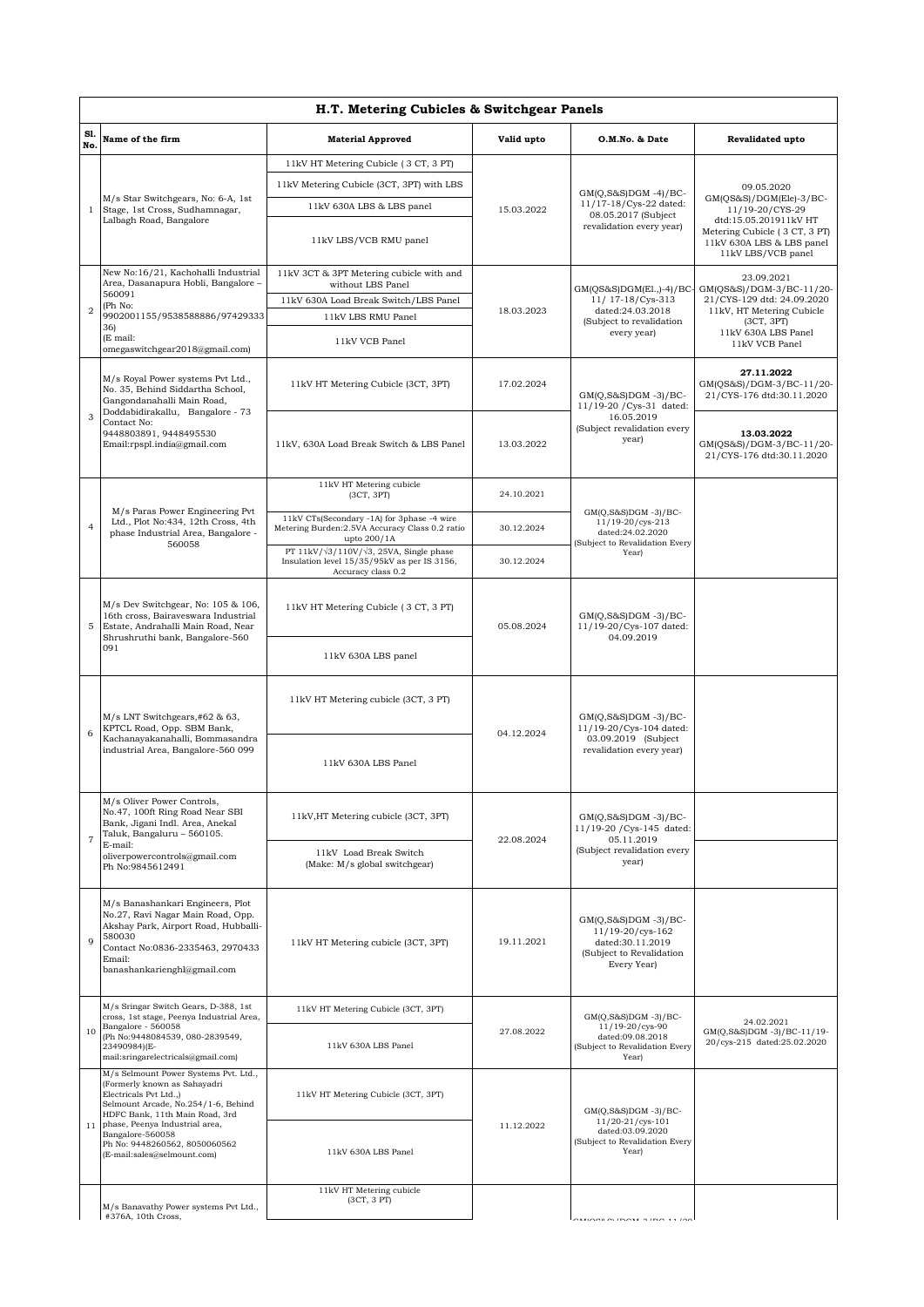# H.T. Metering Cubicles & Switchgear Panels

| Sl. No. | Name of the firm | Material Approved | Valid upto | O.M.No. & Date | Revalidated upto |
|---|---|---|---|---|---|
| 1 | M/s Star Switchgears, No: 6-A, 1st Stage, 1st Cross, Sudhamnagar, Lalbagh Road, Bangalore | 11kV HT Metering Cubicle ( 3 CT, 3 PT)<br>11kV Metering Cubicle (3CT, 3PT) with LBS<br>11kV 630A LBS & LBS panel<br>11kV LBS/VCB RMU panel | 15.03.2022 | GM(Q,S&S)DGM -4)/BC-11/17-18/Cys-22 dated: 08.05.2017 (Subject revalidation every year) | 09.05.2020 GM(QS&S)/DGM(Ele)-3/BC-11/19-20/CYS-29 dtd:15.05.201911kV HT Metering Cubicle ( 3 CT, 3 PT) 11kV 630A LBS & LBS panel 11kV LBS/VCB panel |
| 2 | New No:16/21, Kachohalli Industrial Area, Dasanapura Hobli, Bangalore – 560091 (Ph No: 9902001155/9538588886/97429333 36) (E mail: omegaswitchgear2018@gmail.com) | 11kV 3CT & 3PT Metering cubicle with and without LBS Panel<br>11kV 630A Load Break Switch/LBS Panel<br>11kV LBS RMU Panel<br>11kV VCB Panel | 18.03.2023 | GM(QS&S)DGM(El.,)-4)/BC-11/ 17-18/Cys-313 dated:24.03.2018 (Subject to revalidation every year) | 23.09.2021 GM(QS&S)/DGM-3/BC-11/20-21/CYS-129 dtd: 24.09.2020 11kV, HT Metering Cubicle (3CT, 3PT) 11kV 630A LBS Panel 11kV VCB Panel |
| 3 | M/s Royal Power systems Pvt Ltd., No. 35, Behind Siddartha School, Gangondanahalli Main Road, Doddabidirakallu, Bangalore - 73 Contact No: 9448803891, 9448495530 Email:rpspl.india@gmail.com | 11kV HT Metering Cubicle (3CT, 3PT) | 17.02.2024 | GM(Q,S&S)DGM -3)/BC-11/19-20 /Cys-31 dated: 16.05.2019 (Subject revalidation every year) | **27.11.2022** GM(QS&S)/DGM-3/BC-11/20-21/CYS-176 dtd:30.11.2020 |
| | | 11kV, 630A Load Break Switch & LBS Panel | 13.03.2022 | | **13.03.2022** GM(QS&S)/DGM-3/BC-11/20-21/CYS-176 dtd:30.11.2020 |
| 4 | M/s Paras Power Engineering Pvt Ltd., Plot No:434, 12th Cross, 4th phase Industrial Area, Bangalore - 560058 | 11kV HT Metering cubicle (3CT, 3PT) | 24.10.2021 | GM(Q,S&S)DGM -3)/BC-11/19-20/cys-213 dated:24.02.2020 (Subject to Revalidation Every Year) | |
| | | 11kV CTs(Secondary -1A) for 3phase -4 wire Metering Burden:2.5VA Accuracy Class 0.2 ratio upto 200/1A | 30.12.2024 | | |
| | | PT 11kV/√3/110V/√3, 25VA, Single phase Insulation level 15/35/95kV as per IS 3156, Accuracy class 0.2 | 30.12.2024 | | |
| 5 | M/s Dev Switchgear, No: 105 & 106, 16th cross, Bairaveswara Industrial Estate, Andrahalli Main Road, Near Shrushruthi bank, Bangalore-560 091 | 11kV HT Metering Cubicle ( 3 CT, 3 PT)<br>11kV 630A LBS panel | 05.08.2024 | GM(Q,S&S)DGM -3)/BC-11/19-20/Cys-107 dated: 04.09.2019 | |
| 6 | M/s LNT Switchgears,#62 & 63, KPTCL Road, Opp. SBM Bank, Kachanayakanahalli, Bommasandra industrial Area, Bangalore-560 099 | 11kV HT Metering cubicle (3CT, 3 PT)<br>11kV 630A LBS Panel | 04.12.2024 | GM(Q,S&S)DGM -3)/BC-11/19-20/Cys-104 dated: 03.09.2019 (Subject revalidation every year) | |
| 7 | M/s Oliver Power Controls, No.47, 100ft Ring Road Near SBI Bank, Jigani Indl. Area, Anekal Taluk, Bangaluru – 560105. E-mail: oliverpowercontrols@gmail.com Ph No:9845612491 | 11kV,HT Metering cubicle (3CT, 3PT)<br>11kV Load Break Switch (Make: M/s global switchgear) | 22.08.2024 | GM(Q,S&S)DGM -3)/BC-11/19-20 /Cys-145 dated: 05.11.2019 (Subject revalidation every year) | |
| 9 | M/s Banashankari Engineers, Plot No.27, Ravi Nagar Main Road, Opp. Akshay Park, Airport Road, Hubballi-580030 Contact No:0836-2335463, 2970433 Email: banashankarienghl@gmail.com | 11kV HT Metering cubicle (3CT, 3PT) | 19.11.2021 | GM(Q,S&S)DGM -3)/BC-11/19-20/cys-162 dated:30.11.2019 (Subject to Revalidation Every Year) | |
| 10 | M/s Sringar Switch Gears, D-388, 1st cross, 1st stage, Peenya Industrial Area, Bangalore - 560058 (Ph No:9448084539, 080-2839549, 23490984)(E-mail:sringarelectricals@gmail.com) | 11kV HT Metering Cubicle (3CT, 3PT)<br>11kV 630A LBS Panel | 27.08.2022 | GM(Q,S&S)DGM -3)/BC-11/19-20/cys-90 dated:09.08.2018 (Subject to Revalidation Every Year) | 24.02.2021 GM(Q,S&S)DGM -3)/BC-11/19-20/cys-215 dated:25.02.2020 |
| 11 | M/s Selmount Power Systems Pvt. Ltd., (Formerly known as Sahayadri Electricals Pvt Ltd.,) Selmount Arcade, No.254/1-6, Behind HDFC Bank, 11th Main Road, 3rd phase, Peenya Industrial area, Bangalore-560058 Ph No: 9448260562, 8050060562 (E-mail:sales@selmount.com) | 11kV HT Metering Cubicle (3CT, 3PT)<br>11kV 630A LBS Panel | 11.12.2022 | GM(Q,S&S)DGM -3)/BC-11/20-21/cys-101 dated:03.09.2020 (Subject to Revalidation Every Year) | |
| | M/s Banavathy Power systems Pvt Ltd., #376A, 10th Cross, | 11kV HT Metering cubicle (3CT, 3 PT) | | GM(QS&S)/DGM-3/BC-11/20- | |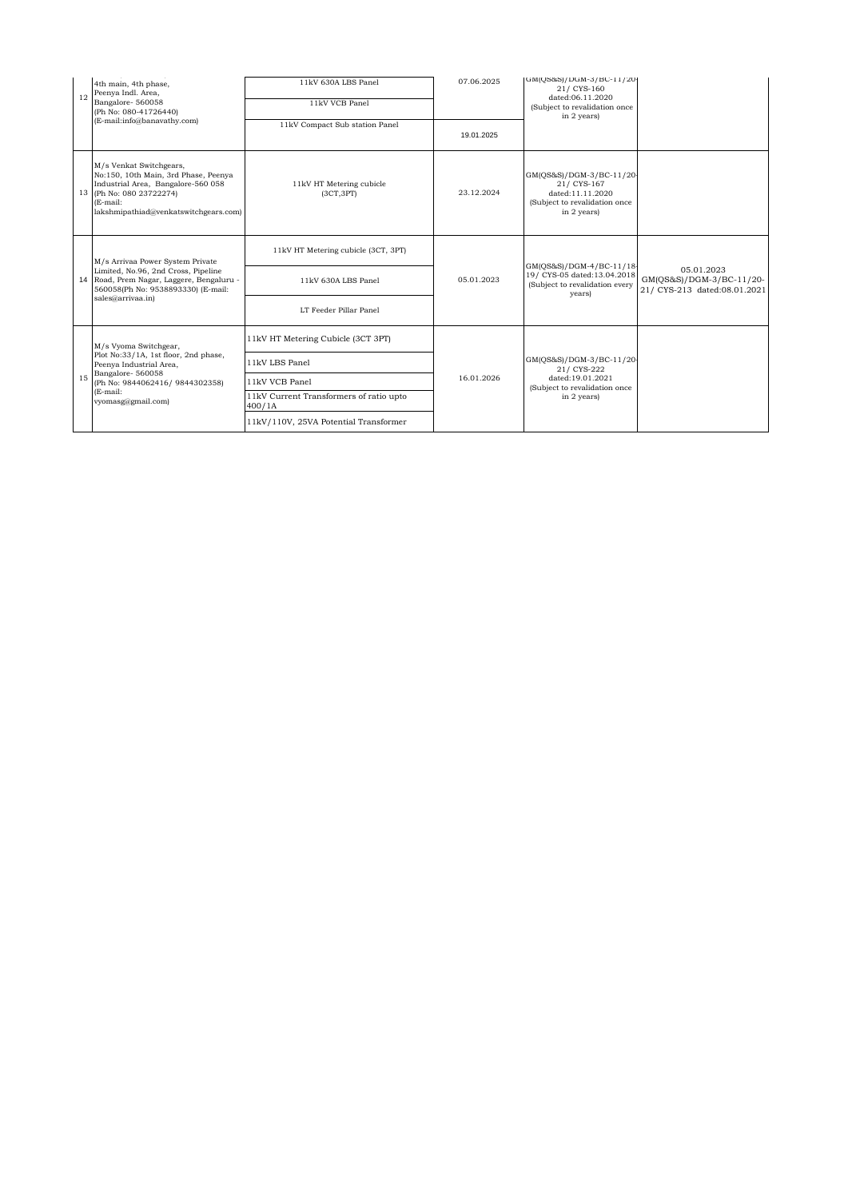| | | | | | |
|---|---|---|---|---|---|
| 12 | 4th main, 4th phase, Peenya Indl. Area, Bangalore- 560058 (Ph No: 080-41726440) (E-mail:info@banavathy.com) | 11kV 630A LBS Panel | 07.06.2025 | GM(QS&S)/DGM-3/BC-11/20-21/ CYS-160 dated:06.11.2020 (Subject to revalidation once in 2 years) | |
| | | 11kV VCB Panel | | | |
| | | 11kV Compact Sub station Panel | 19.01.2025 | | |
| 13 | M/s Venkat Switchgears, No:150, 10th Main, 3rd Phase, Peenya Industrial Area, Bangalore-560 058 (Ph No: 080 23722274) (E-mail: lakshmipathiad@venkatswitchgears.com) | 11kV HT Metering cubicle (3CT,3PT) | 23.12.2024 | GM(QS&S)/DGM-3/BC-11/20-21/ CYS-167 dated:11.11.2020 (Subject to revalidation once in 2 years) | |
| 14 | M/s Arrivaa Power System Private Limited, No.96, 2nd Cross, Pipeline Road, Prem Nagar, Laggere, Bengaluru - 560058(Ph No: 9538893330) (E-mail: sales@arrivaa.in) | 11kV HT Metering cubicle (3CT, 3PT) | 05.01.2023 | GM(QS&S)/DGM-4/BC-11/18-19/ CYS-05 dated:13.04.2018 (Subject to revalidation every years) | 05.01.2023 GM(QS&S)/DGM-3/BC-11/20-21/ CYS-213 dated:08.01.2021 |
| | | 11kV 630A LBS Panel | | | |
| | | LT Feeder Pillar Panel | | | |
| 15 | M/s Vyoma Switchgear, Plot No:33/1A, 1st floor, 2nd phase, Peenya Industrial Area, Bangalore- 560058 (Ph No: 9844062416/ 9844302358) (E-mail: vyomasg@gmail.com) | 11kV HT Metering Cubicle (3CT 3PT) | 16.01.2026 | GM(QS&S)/DGM-3/BC-11/20-21/ CYS-222 dated:19.01.2021 (Subject to revalidation once in 2 years) | |
| | | 11kV LBS Panel | | | |
| | | 11kV VCB Panel | | | |
| | | 11kV Current Transformers of ratio upto 400/1A | | | |
| | | 11kV/110V, 25VA Potential Transformer | | | |